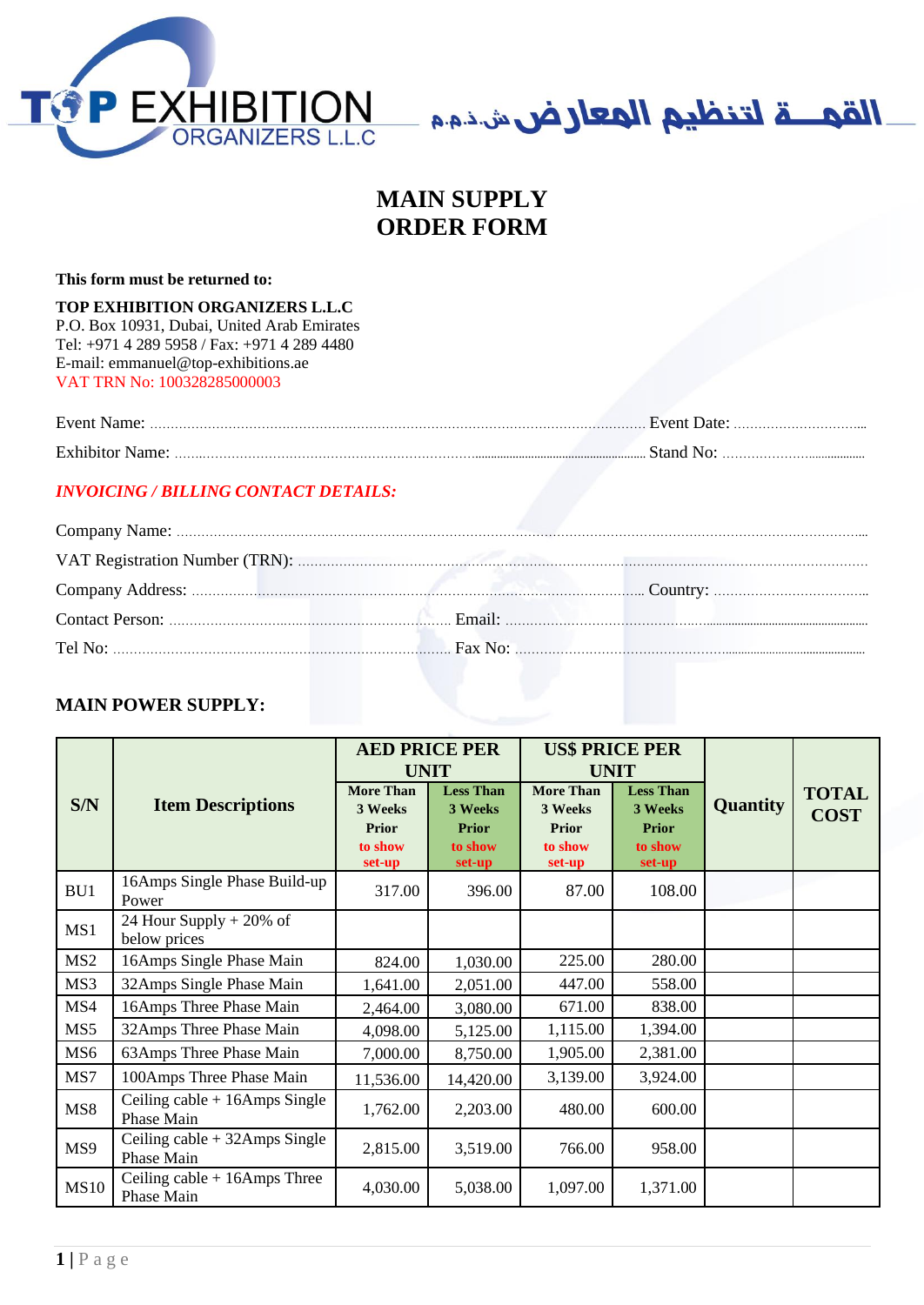TOP EXHIBITION ORGANIZERS L.L.C

القمـــة لتنظيم المعارض ش.ذ.م.م

# MAIN SUPPLY ORDER FORM

**This form must be returned to:**

**TOP EXHIBITION ORGANIZERS L.L.C**
P.O. Box 10931, Dubai, United Arab Emirates
Tel: +971 4 289 5958 / Fax: +971 4 289 4480
E-mail: emmanuel@top-exhibitions.ae
VAT TRN No: 100328285000003

Event Name: ........................................................................ Event Date: ...............................

Exhibitor Name: ........................................................................ Stand No: ...............................

***INVOICING / BILLING CONTACT DETAILS:***

Company Name: ........................................................................................................................

VAT Registration Number (TRN): .............................................................................................

Company Address: ........................................................................ Country: ...............................

Contact Person: ................................................ Email: ........................................................

Tel No: ................................................ Fax No: ........................................................

## MAIN POWER SUPPLY:

| S/N | Item Descriptions | AED PRICE PER UNIT | | US$ PRICE PER UNIT | | Quantity | TOTAL COST |
|---|---|---|---|---|---|---|---|
| | | More Than 3 Weeks Prior to show set-up | Less Than 3 Weeks Prior to show set-up | More Than 3 Weeks Prior to show set-up | Less Than 3 Weeks Prior to show set-up | | |
| BU1 | 16Amps Single Phase Build-up Power | 317.00 | 396.00 | 87.00 | 108.00 | | |
| MS1 | 24 Hour Supply + 20% of below prices | | | | | | |
| MS2 | 16Amps Single Phase Main | 824.00 | 1,030.00 | 225.00 | 280.00 | | |
| MS3 | 32Amps Single Phase Main | 1,641.00 | 2,051.00 | 447.00 | 558.00 | | |
| MS4 | 16Amps Three Phase Main | 2,464.00 | 3,080.00 | 671.00 | 838.00 | | |
| MS5 | 32Amps Three Phase Main | 4,098.00 | 5,125.00 | 1,115.00 | 1,394.00 | | |
| MS6 | 63Amps Three Phase Main | 7,000.00 | 8,750.00 | 1,905.00 | 2,381.00 | | |
| MS7 | 100Amps Three Phase Main | 11,536.00 | 14,420.00 | 3,139.00 | 3,924.00 | | |
| MS8 | Ceiling cable + 16Amps Single Phase Main | 1,762.00 | 2,203.00 | 480.00 | 600.00 | | |
| MS9 | Ceiling cable + 32Amps Single Phase Main | 2,815.00 | 3,519.00 | 766.00 | 958.00 | | |
| MS10 | Ceiling cable + 16Amps Three Phase Main | 4,030.00 | 5,038.00 | 1,097.00 | 1,371.00 | | |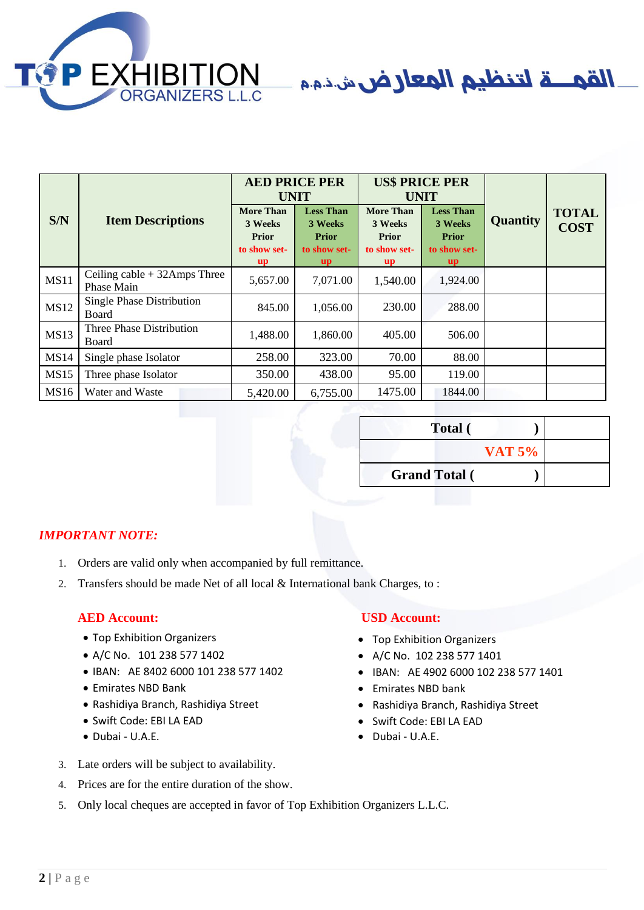TOP EXHIBITION ORGANIZERS L.L.C — القمـــة لتنظيم المعارض ش.ذ.م.م

| S/N | Item Descriptions | AED PRICE PER UNIT | | US$ PRICE PER UNIT | | Quantity | TOTAL COST |
|---|---|---|---|---|---|---|---|
| | | More Than 3 Weeks Prior to show set-up | Less Than 3 Weeks Prior to show set-up | More Than 3 Weeks Prior to show set-up | Less Than 3 Weeks Prior to show set-up | | |
| MS11 | Ceiling cable + 32Amps Three Phase Main | 5,657.00 | 7,071.00 | 1,540.00 | 1,924.00 | | |
| MS12 | Single Phase Distribution Board | 845.00 | 1,056.00 | 230.00 | 288.00 | | |
| MS13 | Three Phase Distribution Board | 1,488.00 | 1,860.00 | 405.00 | 506.00 | | |
| MS14 | Single phase Isolator | 258.00 | 323.00 | 70.00 | 88.00 | | |
| MS15 | Three phase Isolator | 350.00 | 438.00 | 95.00 | 119.00 | | |
| MS16 | Water and Waste | 5,420.00 | 6,755.00 | 1475.00 | 1844.00 | | |

| | |
|---|---|
| **Total (                    )** | |
| **VAT 5%** | |
| **Grand Total (                    )** | |

***IMPORTANT NOTE:***

1. Orders are valid only when accompanied by full remittance.
2. Transfers should be made Net of all local & International bank Charges, to :

**AED Account:**

- Top Exhibition Organizers
- A/C No. 101 238 577 1402
- IBAN: AE 8402 6000 101 238 577 1402
- Emirates NBD Bank
- Rashidiya Branch, Rashidiya Street
- Swift Code: EBI LA EAD
- Dubai - U.A.E.

**USD Account:**

- Top Exhibition Organizers
- A/C No. 102 238 577 1401
- IBAN: AE 4902 6000 102 238 577 1401
- Emirates NBD bank
- Rashidiya Branch, Rashidiya Street
- Swift Code: EBI LA EAD
- Dubai - U.A.E.

3. Late orders will be subject to availability.
4. Prices are for the entire duration of the show.
5. Only local cheques are accepted in favor of Top Exhibition Organizers L.L.C.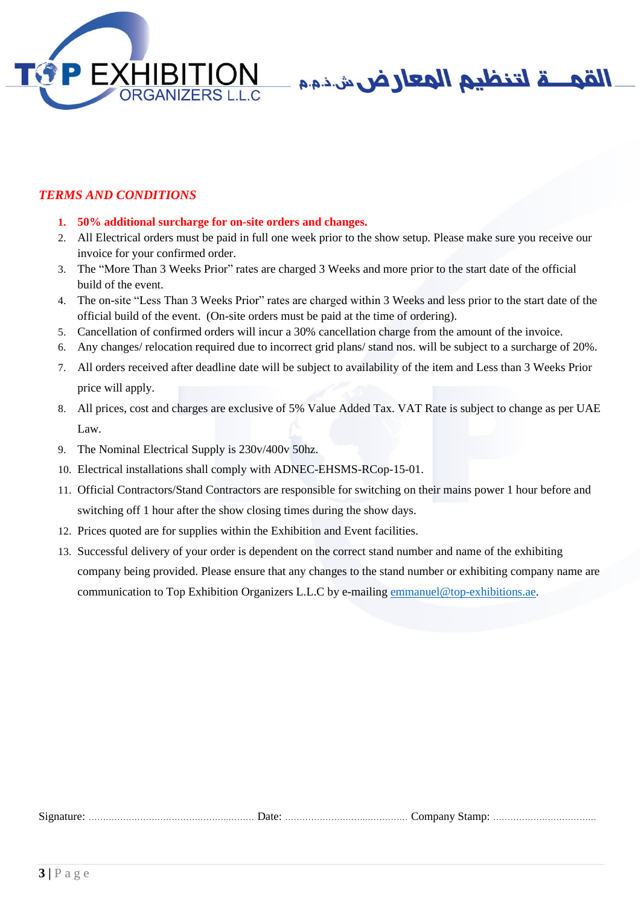TOP EXHIBITION ORGANIZERS L.L.C

القمــة لتنظيم المعارض ش.ذ.م.م

## *TERMS AND CONDITIONS*

1. **50% additional surcharge for on-site orders and changes.**
2. All Electrical orders must be paid in full one week prior to the show setup. Please make sure you receive our invoice for your confirmed order.
3. The "More Than 3 Weeks Prior" rates are charged 3 Weeks and more prior to the start date of the official build of the event.
4. The on-site "Less Than 3 Weeks Prior" rates are charged within 3 Weeks and less prior to the start date of the official build of the event. (On-site orders must be paid at the time of ordering).
5. Cancellation of confirmed orders will incur a 30% cancellation charge from the amount of the invoice.
6. Any changes/ relocation required due to incorrect grid plans/ stand nos. will be subject to a surcharge of 20%.
7. All orders received after deadline date will be subject to availability of the item and Less than 3 Weeks Prior price will apply.
8. All prices, cost and charges are exclusive of 5% Value Added Tax. VAT Rate is subject to change as per UAE Law.
9. The Nominal Electrical Supply is 230v/400v 50hz.
10. Electrical installations shall comply with ADNEC-EHSMS-RCop-15-01.
11. Official Contractors/Stand Contractors are responsible for switching on their mains power 1 hour before and switching off 1 hour after the show closing times during the show days.
12. Prices quoted are for supplies within the Exhibition and Event facilities.
13. Successful delivery of your order is dependent on the correct stand number and name of the exhibiting company being provided. Please ensure that any changes to the stand number or exhibiting company name are communication to Top Exhibition Organizers L.L.C by e-mailing emmanuel@top-exhibitions.ae.

Signature: ........................................ Date: .................................... Company Stamp: ..............................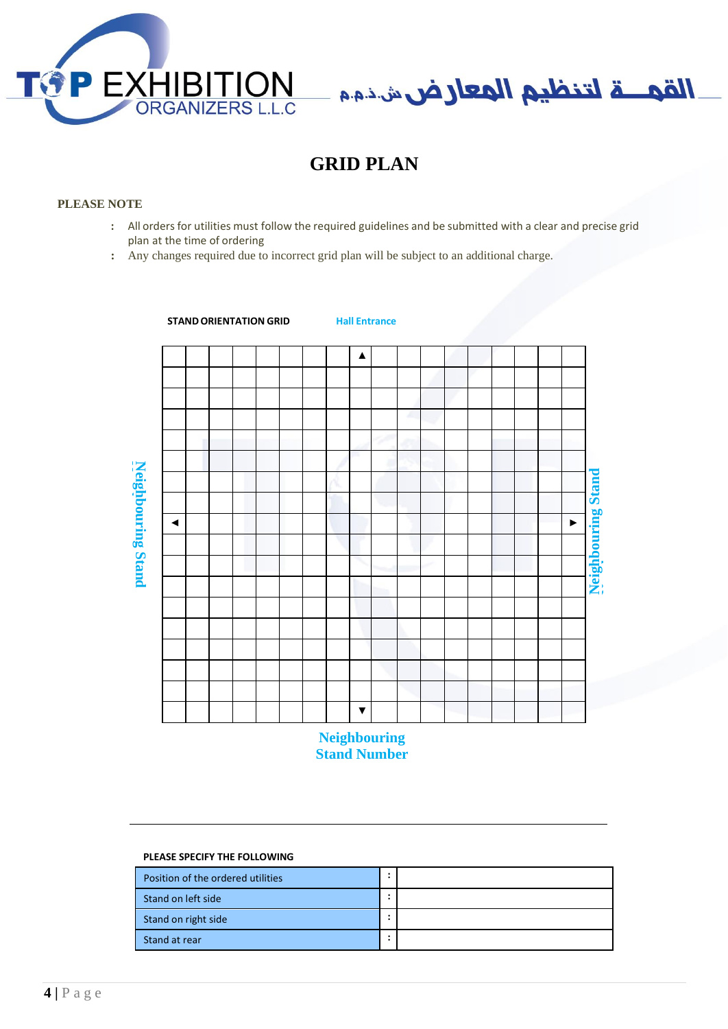TOP EXHIBITION ORGANIZERS L.L.C

القمــة لتنظيم المعارض ش.ذ.م.م

# GRID PLAN

**PLEASE NOTE**

- All orders for utilities must follow the required guidelines and be submitted with a clear and precise grid plan at the time of ordering
- Any changes required due to incorrect grid plan will be subject to an additional charge.

**STAND ORIENTATION GRID**

Hall Entrance

Neighbouring Stand

Neighbouring Stand

Neighbouring Stand Number

**PLEASE SPECIFY THE FOLLOWING**

| | | |
|---|---|---|
| Position of the ordered utilities | : | |
| Stand on left side | : | |
| Stand on right side | : | |
| Stand at rear | : | |